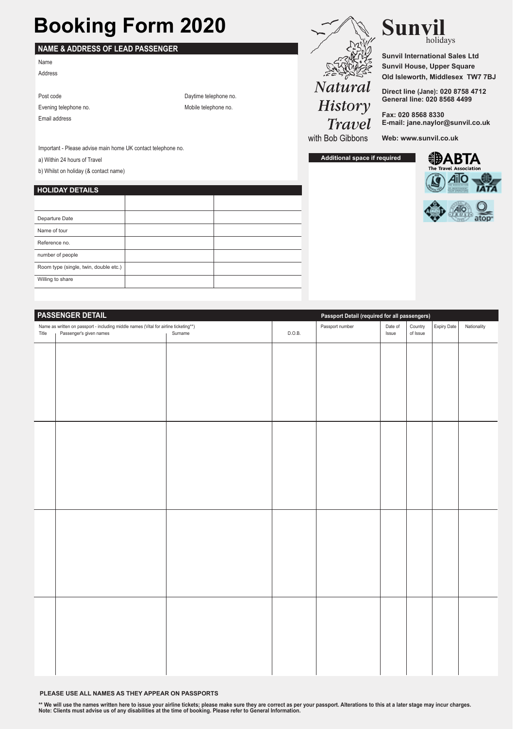# Booking Form 2020

## NAME & ADDRESS OF LEAD PASSENGER

Name

Address

Post code | Daytime telephone no.

Evening telephone no. | Mobile telephone no.

Email address

Important - Please advise main home UK contact telephone no.

a) Within 24 hours of Travel

b) Whilst on holiday (& contact name)

Natural History Travel with Bob Gibbons

**Sunvil** holidays

**Sunvil International Sales Ltd**
**Sunvil House, Upper Square**
**Old Isleworth, Middlesex TW7 7BJ**

**Direct line (Jane): 020 8758 4712**
**General line: 020 8568 4499**

**Fax: 020 8568 8330**
**E-mail: jane.naylor@sunvil.co.uk**

**Web: www.sunvil.co.uk**

ABTA The Travel Association | AITO | IATA | ATOL | AITO Cruise | atop

## HOLIDAY DETAILS

| | | |
|---|---|---|
| Departure Date | | |
| Name of tour | | |
| Reference no. | | |
| number of people | | |
| Room type (single, twin, double etc.) | | |
| Willing to share | | |

**Additional space if required**

## PASSENGER DETAIL

| Name as written on passport - including middle names (Vital for airline ticketing**) | | | | Passport Detail (required for all passengers) | | | | |
|---|---|---|---|---|---|---|---|---|
| Title | Passenger's given names | Surname | D.O.B. | Passport number | Date of Issue | Country of Issue | Expiry Date | Nationality |
| | | | | | | | | |
| | | | | | | | | |
| | | | | | | | | |
| | | | | | | | | |

**PLEASE USE ALL NAMES AS THEY APPEAR ON PASSPORTS**

**** We will use the names written here to issue your airline tickets; please make sure they are correct as per your passport. Alterations to this at a later stage may incur charges.**
**Note: Clients must advise us of any disabilities at the time of booking. Please refer to General Information.**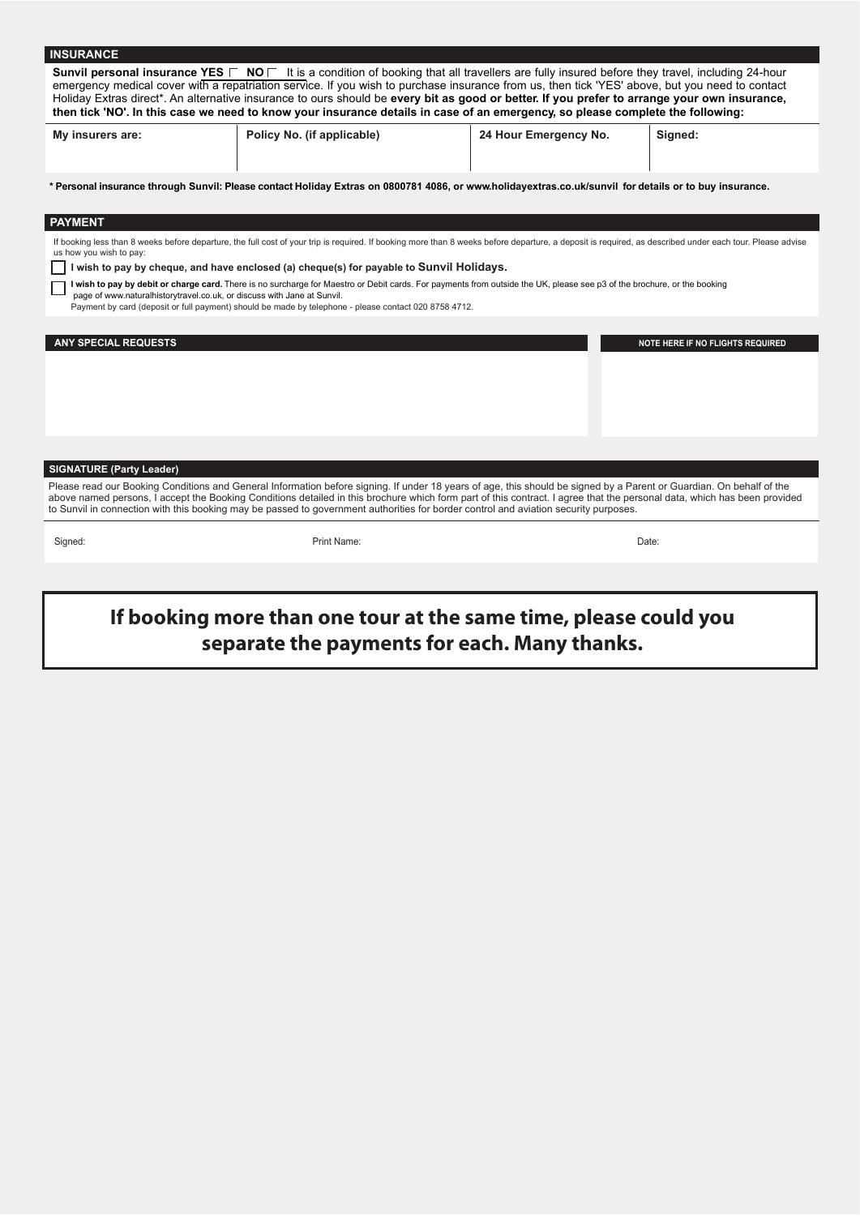## INSURANCE

**Sunvil personal insurance YES ☐ NO ☐** It is a condition of booking that all travellers are fully insured before they travel, including 24-hour emergency medical cover with a repatriation service. If you wish to purchase insurance from us, then tick 'YES' above, but you need to contact Holiday Extras direct*. An alternative insurance to ours should be **every bit as good or better. If you prefer to arrange your own insurance, then tick 'NO'. In this case we need to know your insurance details in case of an emergency, so please complete the following:**

| My insurers are: | Policy No. (if applicable) | 24 Hour Emergency No. | Signed: |
|---|---|---|---|
| | | | |

**\* Personal insurance through Sunvil: Please contact Holiday Extras on 0800781 4086, or www.holidayextras.co.uk/sunvil for details or to buy insurance.**

## PAYMENT

If booking less than 8 weeks before departure, the full cost of your trip is required. If booking more than 8 weeks before departure, a deposit is required, as described under each tour. Please advise us how you wish to pay:

☐ **I wish to pay by cheque, and have enclosed (a) cheque(s) for payable to Sunvil Holidays.**

☐ **I wish to pay by debit or charge card.** There is no surcharge for Maestro or Debit cards. For payments from outside the UK, please see p3 of the brochure, or the booking page of www.naturalhistorytravel.co.uk, or discuss with Jane at Sunvil.
Payment by card (deposit or full payment) should be made by telephone - please contact 020 8758 4712.

## ANY SPECIAL REQUESTS

## NOTE HERE IF NO FLIGHTS REQUIRED

## SIGNATURE (Party Leader)

Please read our Booking Conditions and General Information before signing. If under 18 years of age, this should be signed by a Parent or Guardian. On behalf of the above named persons, I accept the Booking Conditions detailed in this brochure which form part of this contract. I agree that the personal data, which has been provided to Sunvil in connection with this booking may be passed to government authorities for border control and aviation security purposes.

Signed: Print Name: Date:

**If booking more than one tour at the same time, please could you separate the payments for each. Many thanks.**